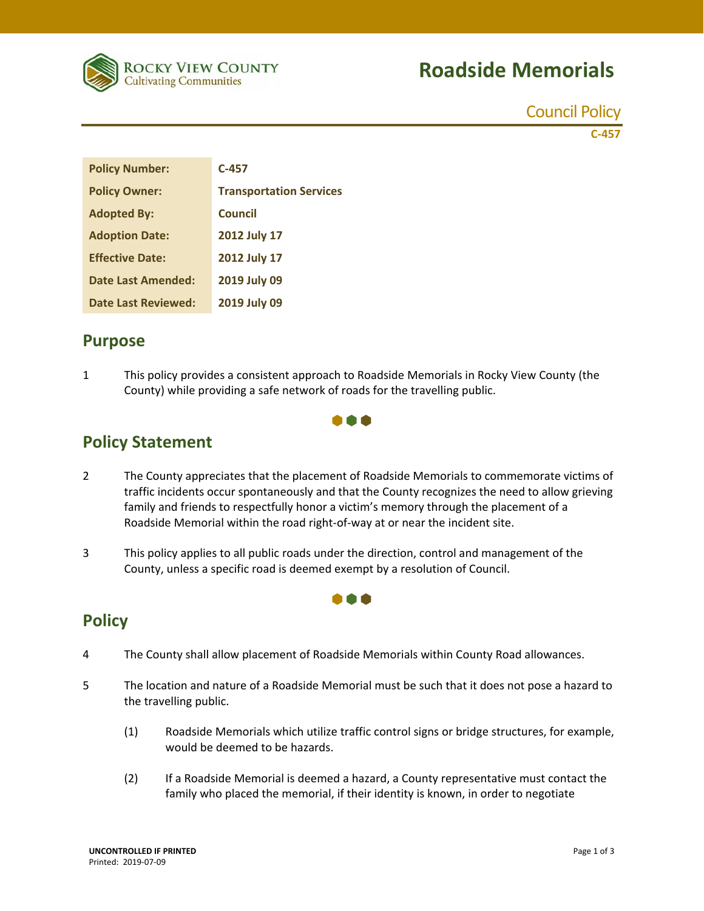Rocky View County
Cultivating Communities

# Roadside Memorials

Council Policy

C-457

| Policy Number: | C-457 |
|---|---|
| Policy Owner: | Transportation Services |
| Adopted By: | Council |
| Adoption Date: | 2012 July 17 |
| Effective Date: | 2012 July 17 |
| Date Last Amended: | 2019 July 09 |
| Date Last Reviewed: | 2019 July 09 |

## Purpose

1 This policy provides a consistent approach to Roadside Memorials in Rocky View County (the County) while providing a safe network of roads for the travelling public.

## Policy Statement

2 The County appreciates that the placement of Roadside Memorials to commemorate victims of traffic incidents occur spontaneously and that the County recognizes the need to allow grieving family and friends to respectfully honor a victim's memory through the placement of a Roadside Memorial within the road right-of-way at or near the incident site.

3 This policy applies to all public roads under the direction, control and management of the County, unless a specific road is deemed exempt by a resolution of Council.

## Policy

4 The County shall allow placement of Roadside Memorials within County Road allowances.

5 The location and nature of a Roadside Memorial must be such that it does not pose a hazard to the travelling public.

   (1) Roadside Memorials which utilize traffic control signs or bridge structures, for example, would be deemed to be hazards.

   (2) If a Roadside Memorial is deemed a hazard, a County representative must contact the family who placed the memorial, if their identity is known, in order to negotiate

UNCONTROLLED IF PRINTED
Printed: 2019-07-09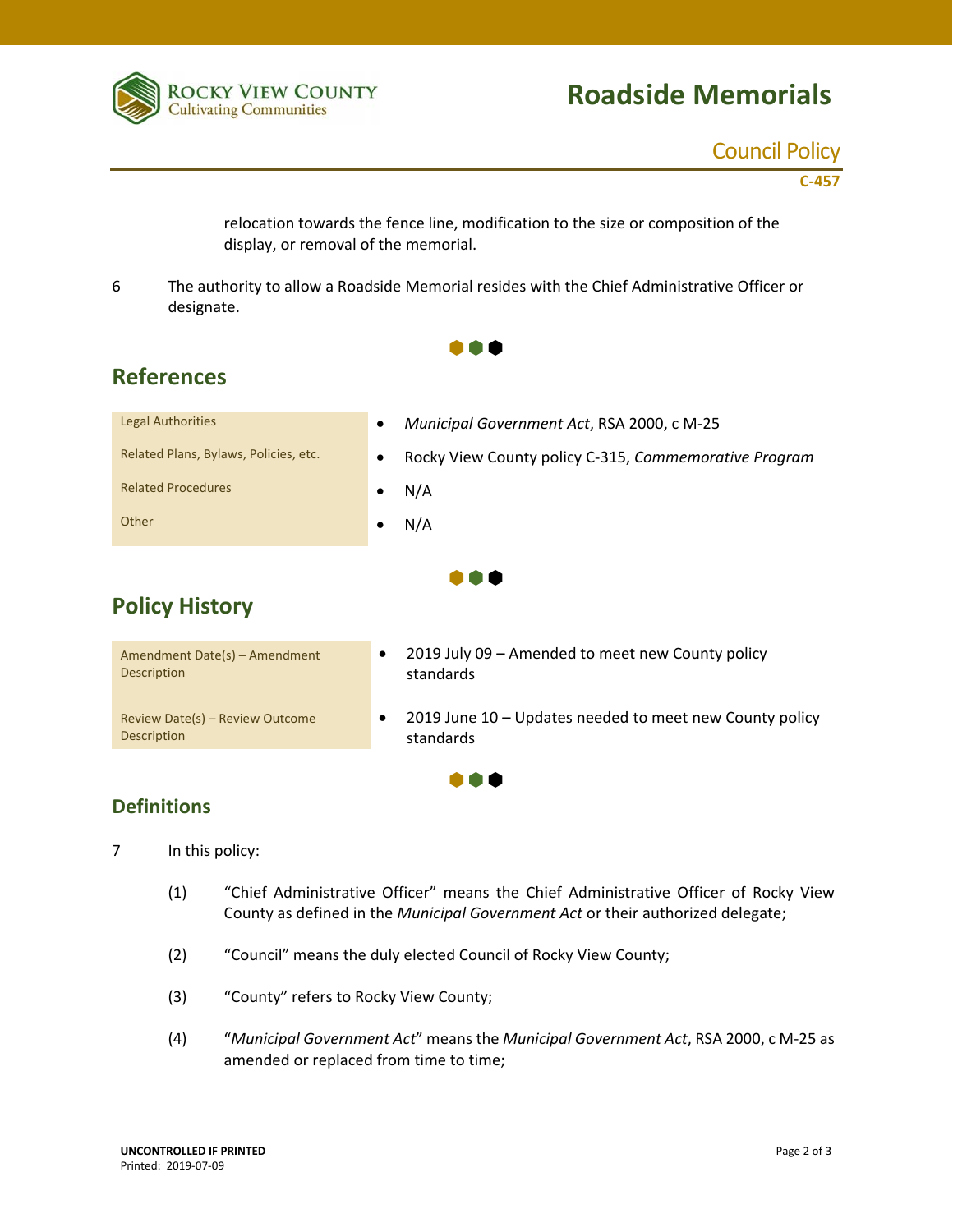relocation towards the fence line, modification to the size or composition of the display, or removal of the memorial.

6 The authority to allow a Roadside Memorial resides with the Chief Administrative Officer or designate.

## References

| | |
|---|---|
| Legal Authorities | • *Municipal Government Act*, RSA 2000, c M-25 |
| Related Plans, Bylaws, Policies, etc. | • Rocky View County policy C-315, *Commemorative Program* |
| Related Procedures | • N/A |
| Other | • N/A |

## Policy History

| | |
|---|---|
| Amendment Date(s) – Amendment Description | • 2019 July 09 – Amended to meet new County policy standards |
| Review Date(s) – Review Outcome Description | • 2019 June 10 – Updates needed to meet new County policy standards |

## Definitions

7 In this policy:

(1) "Chief Administrative Officer" means the Chief Administrative Officer of Rocky View County as defined in the *Municipal Government Act* or their authorized delegate;

(2) "Council" means the duly elected Council of Rocky View County;

(3) "County" refers to Rocky View County;

(4) "*Municipal Government Act*" means the *Municipal Government Act*, RSA 2000, c M-25 as amended or replaced from time to time;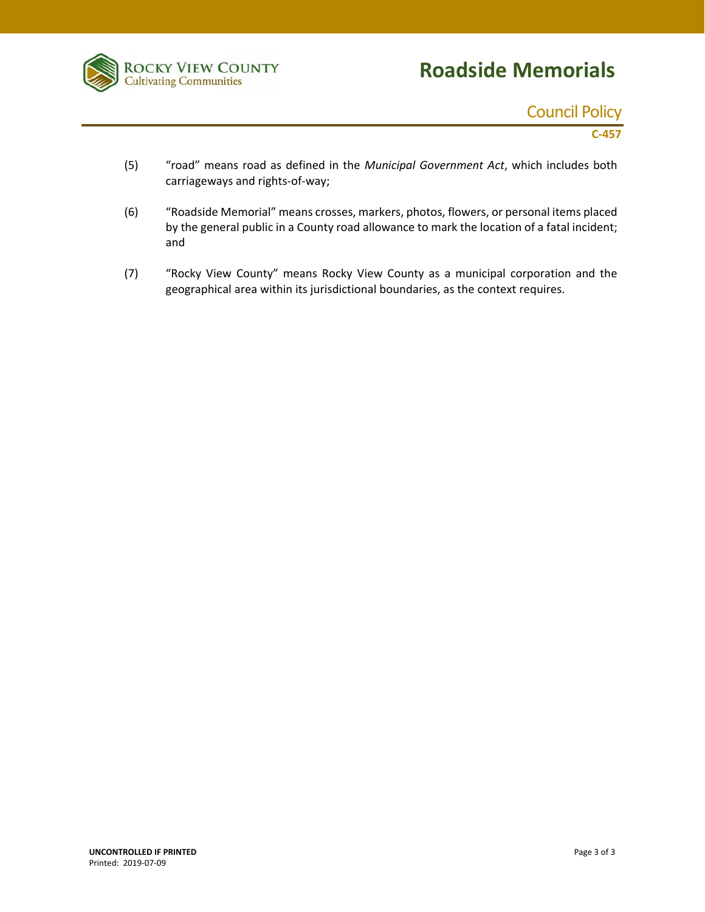(5) "road" means road as defined in the *Municipal Government Act*, which includes both carriageways and rights-of-way;

(6) "Roadside Memorial" means crosses, markers, photos, flowers, or personal items placed by the general public in a County road allowance to mark the location of a fatal incident; and

(7) "Rocky View County" means Rocky View County as a municipal corporation and the geographical area within its jurisdictional boundaries, as the context requires.